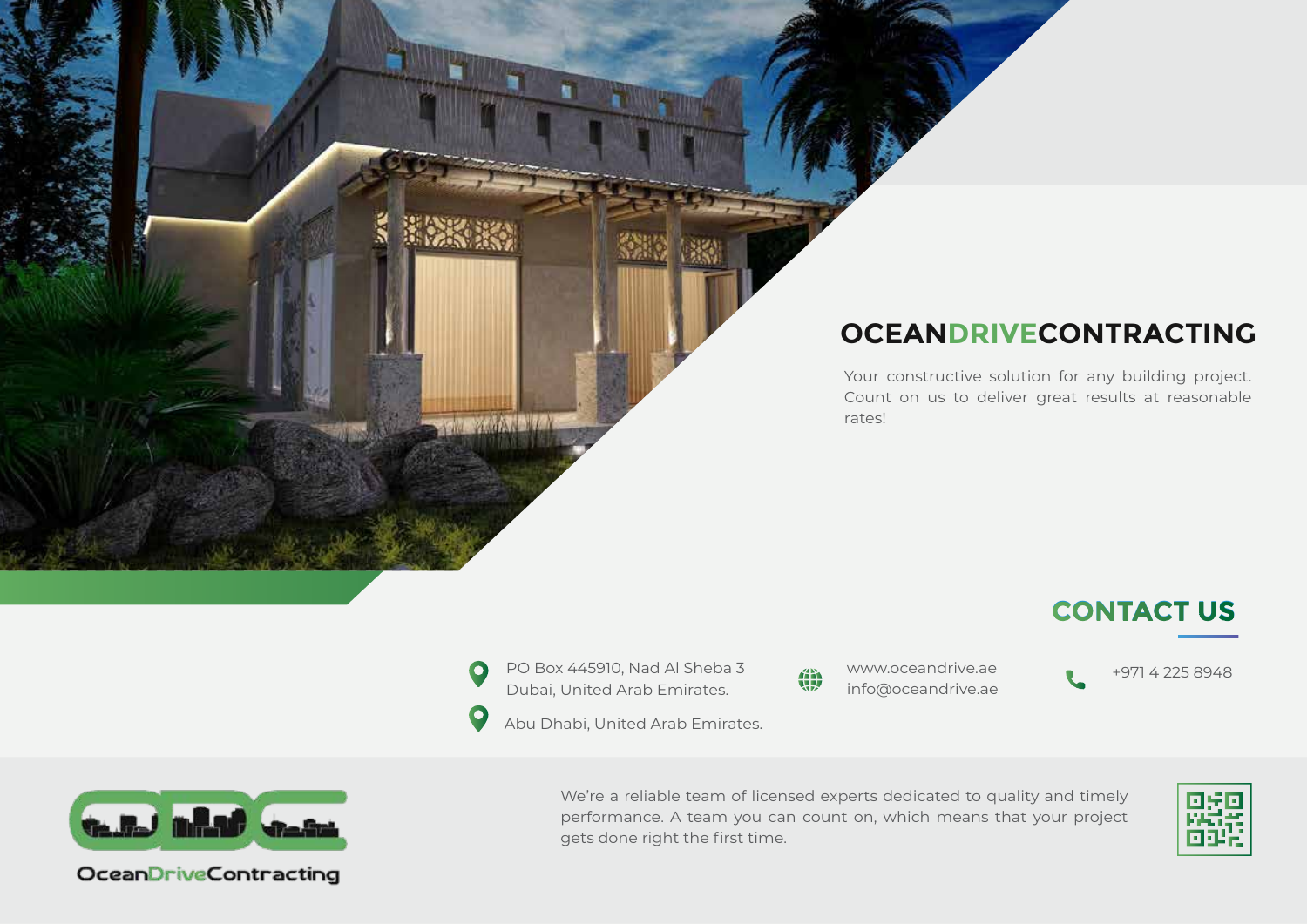# OCEANDRIVECONTRACTING

Your constructive solution for any building project. Count on us to deliver great results at reasonable rates!

## CONTACT US

PO Box 445910, Nad Al Sheba 3
Dubai, United Arab Emirates.

Abu Dhabi, United Arab Emirates.

www.oceandrive.ae
info@oceandrive.ae

+971 4 225 8948

OceanDriveContracting

We're a reliable team of licensed experts dedicated to quality and timely performance. A team you can count on, which means that your project gets done right the first time.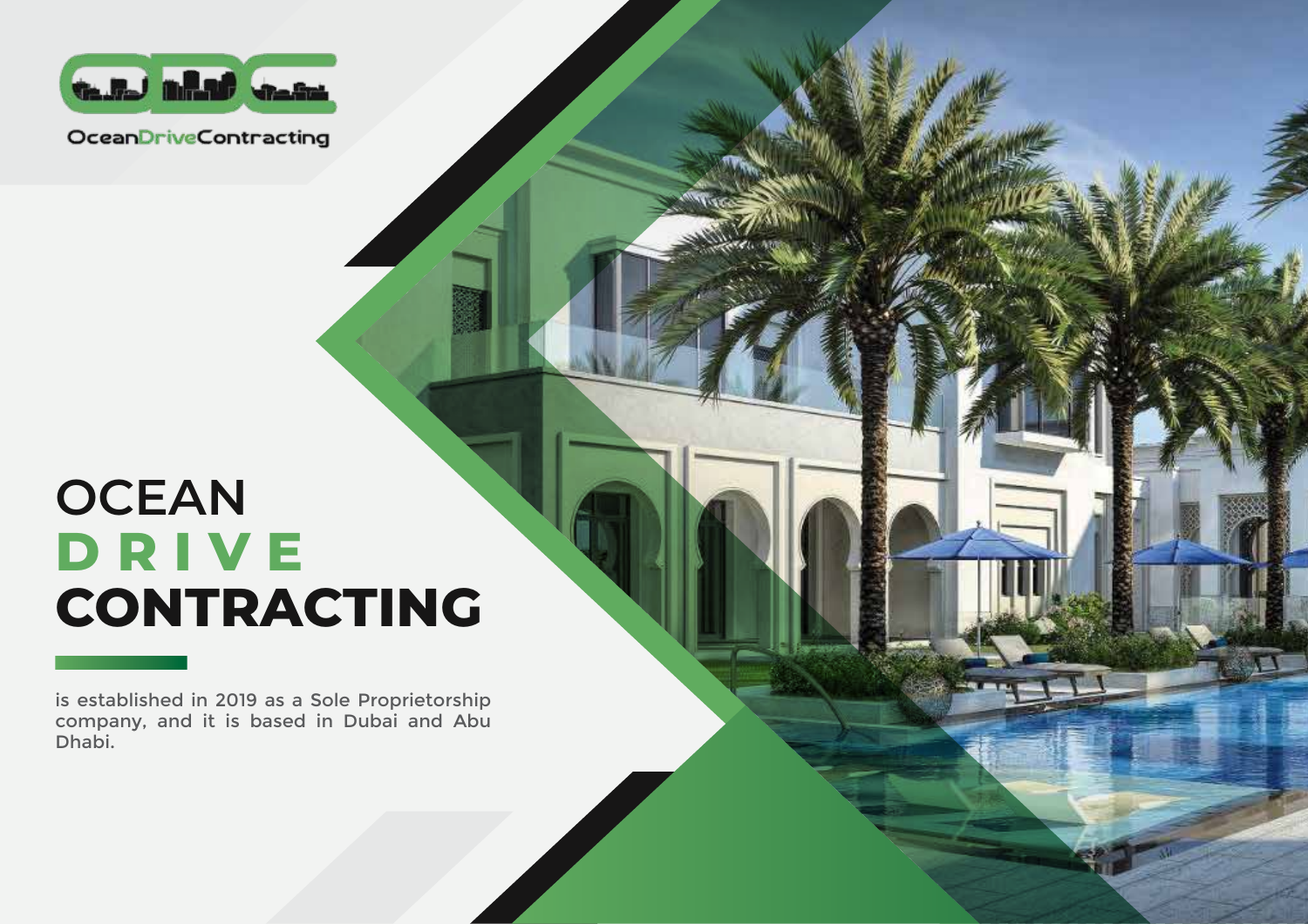OceanDriveContracting

# OCEAN DRIVE CONTRACTING

is established in 2019 as a Sole Proprietorship company, and it is based in Dubai and Abu Dhabi.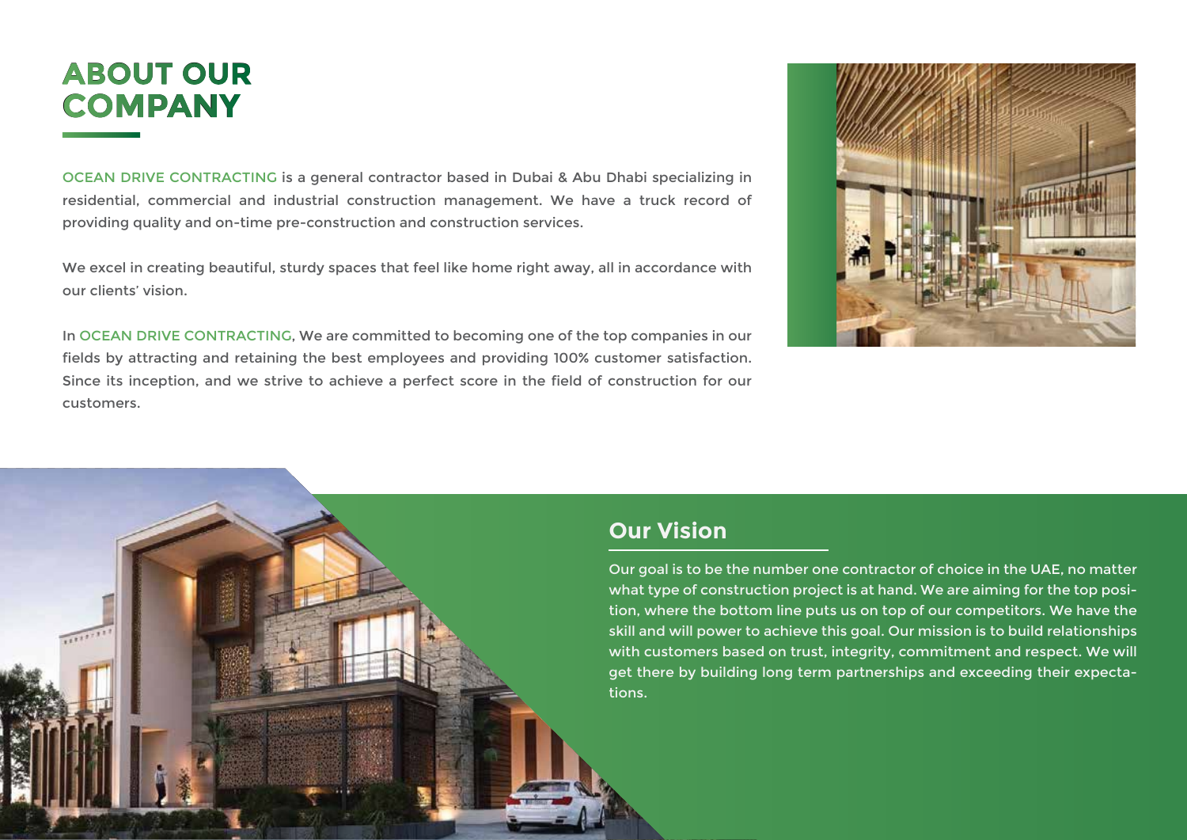# ABOUT OUR COMPANY

OCEAN DRIVE CONTRACTING is a general contractor based in Dubai & Abu Dhabi specializing in residential, commercial and industrial construction management. We have a truck record of providing quality and on-time pre-construction and construction services.

We excel in creating beautiful, sturdy spaces that feel like home right away, all in accordance with our clients' vision.

In OCEAN DRIVE CONTRACTING, We are committed to becoming one of the top companies in our fields by attracting and retaining the best employees and providing 100% customer satisfaction. Since its inception, and we strive to achieve a perfect score in the field of construction for our customers.

## Our Vision

Our goal is to be the number one contractor of choice in the UAE, no matter what type of construction project is at hand. We are aiming for the top position, where the bottom line puts us on top of our competitors. We have the skill and will power to achieve this goal. Our mission is to build relationships with customers based on trust, integrity, commitment and respect. We will get there by building long term partnerships and exceeding their expectations.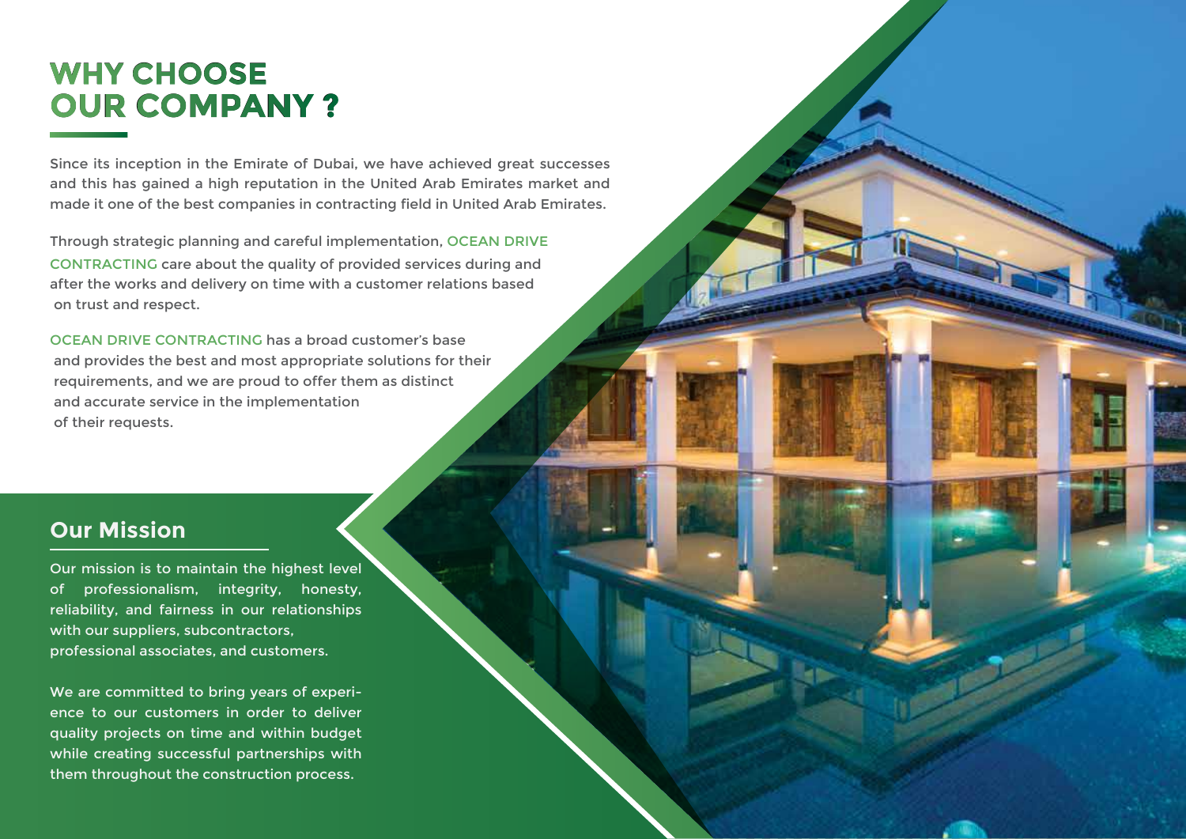# WHY CHOOSE OUR COMPANY ?

Since its inception in the Emirate of Dubai, we have achieved great successes and this has gained a high reputation in the United Arab Emirates market and made it one of the best companies in contracting field in United Arab Emirates.

Through strategic planning and careful implementation, OCEAN DRIVE CONTRACTING care about the quality of provided services during and after the works and delivery on time with a customer relations based on trust and respect.

OCEAN DRIVE CONTRACTING has a broad customer's base and provides the best and most appropriate solutions for their requirements, and we are proud to offer them as distinct and accurate service in the implementation of their requests.

## Our Mission

Our mission is to maintain the highest level of professionalism, integrity, honesty, reliability, and fairness in our relationships with our suppliers, subcontractors, professional associates, and customers.

We are committed to bring years of experience to our customers in order to deliver quality projects on time and within budget while creating successful partnerships with them throughout the construction process.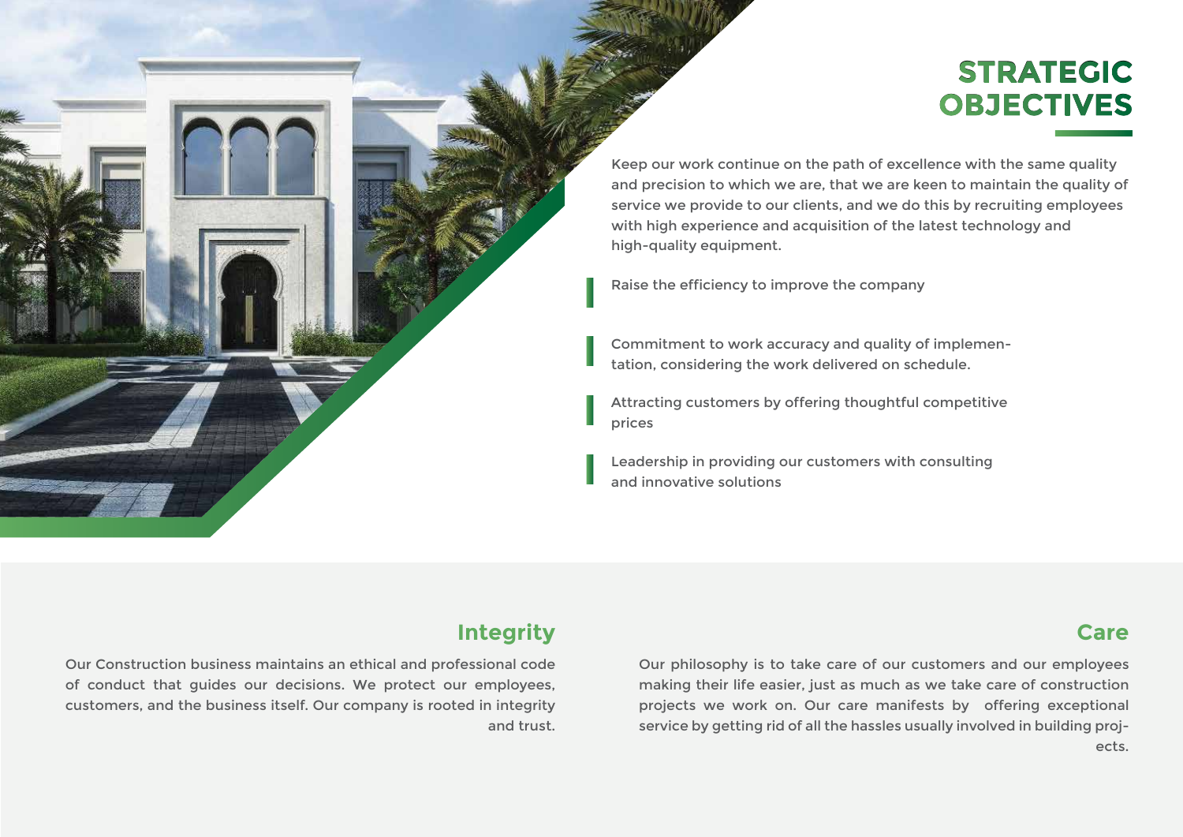# STRATEGIC OBJECTIVES

Keep our work continue on the path of excellence with the same quality and precision to which we are, that we are keen to maintain the quality of service we provide to our clients, and we do this by recruiting employees with high experience and acquisition of the latest technology and high-quality equipment.

- Raise the efficiency to improve the company
- Commitment to work accuracy and quality of implementation, considering the work delivered on schedule.
- Attracting customers by offering thoughtful competitive prices
- Leadership in providing our customers with consulting and innovative solutions

## Integrity

Our Construction business maintains an ethical and professional code of conduct that guides our decisions. We protect our employees, customers, and the business itself. Our company is rooted in integrity and trust.

## Care

Our philosophy is to take care of our customers and our employees making their life easier, just as much as we take care of construction projects we work on. Our care manifests by offering exceptional service by getting rid of all the hassles usually involved in building projects.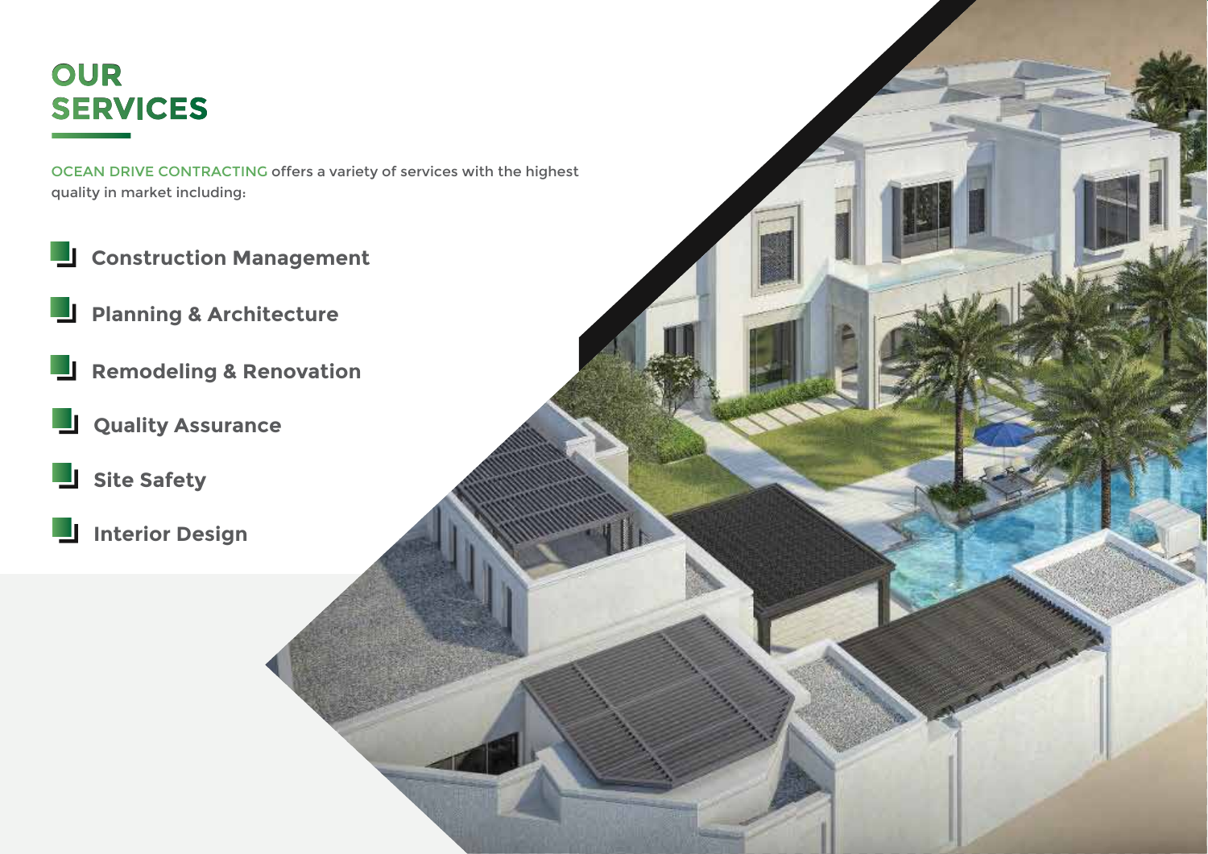# OUR SERVICES

OCEAN DRIVE CONTRACTING offers a variety of services with the highest quality in market including:

- **Construction Management**
- **Planning & Architecture**
- **Remodeling & Renovation**
- **Quality Assurance**
- **Site Safety**
- **Interior Design**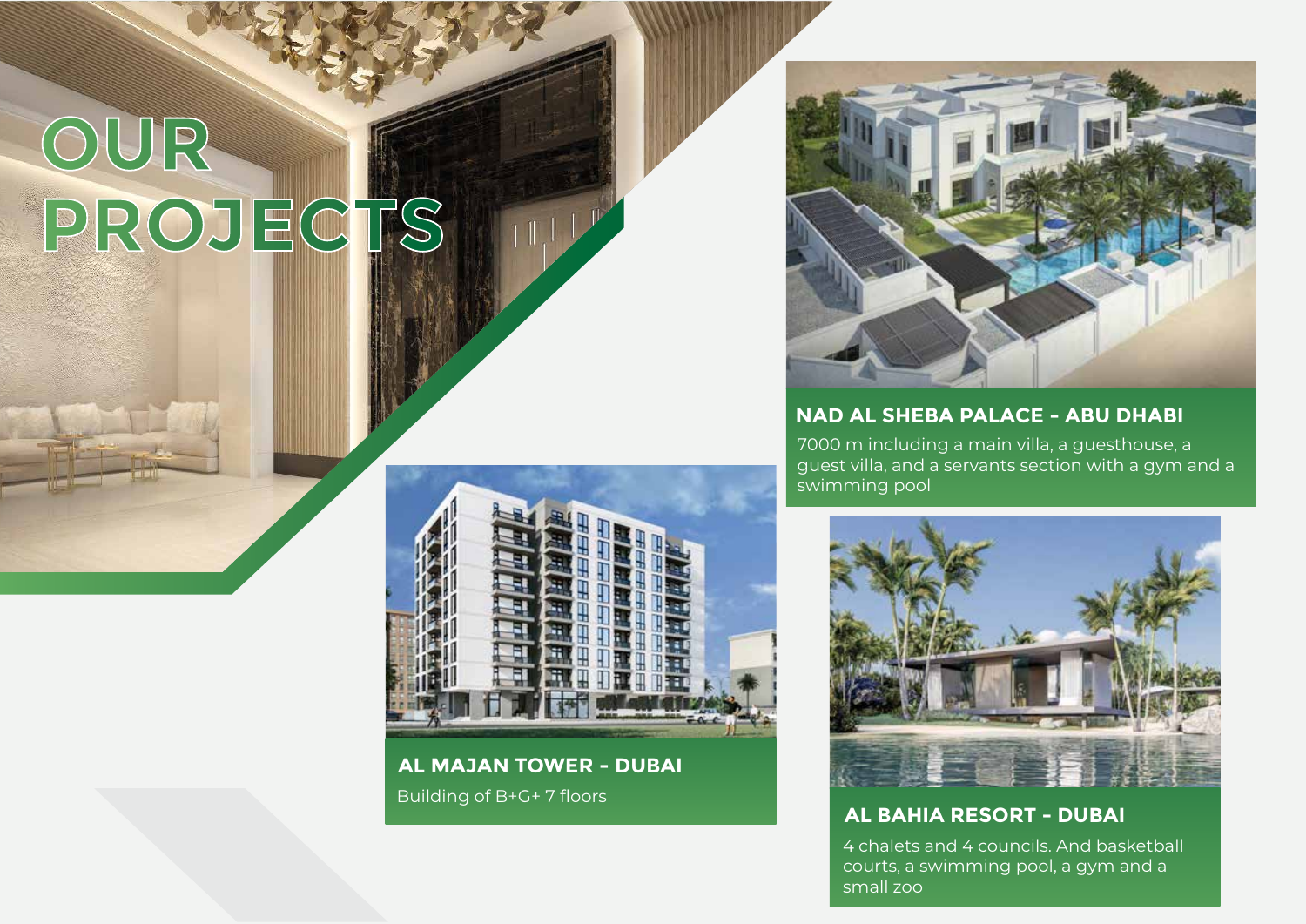# OUR PROJECTS

## NAD AL SHEBA PALACE - ABU DHABI

7000 m including a main villa, a guesthouse, a guest villa, and a servants section with a gym and a swimming pool

## AL MAJAN TOWER - DUBAI

Building of B+G+ 7 floors

## AL BAHIA RESORT - DUBAI

4 chalets and 4 councils. And basketball courts, a swimming pool, a gym and a small zoo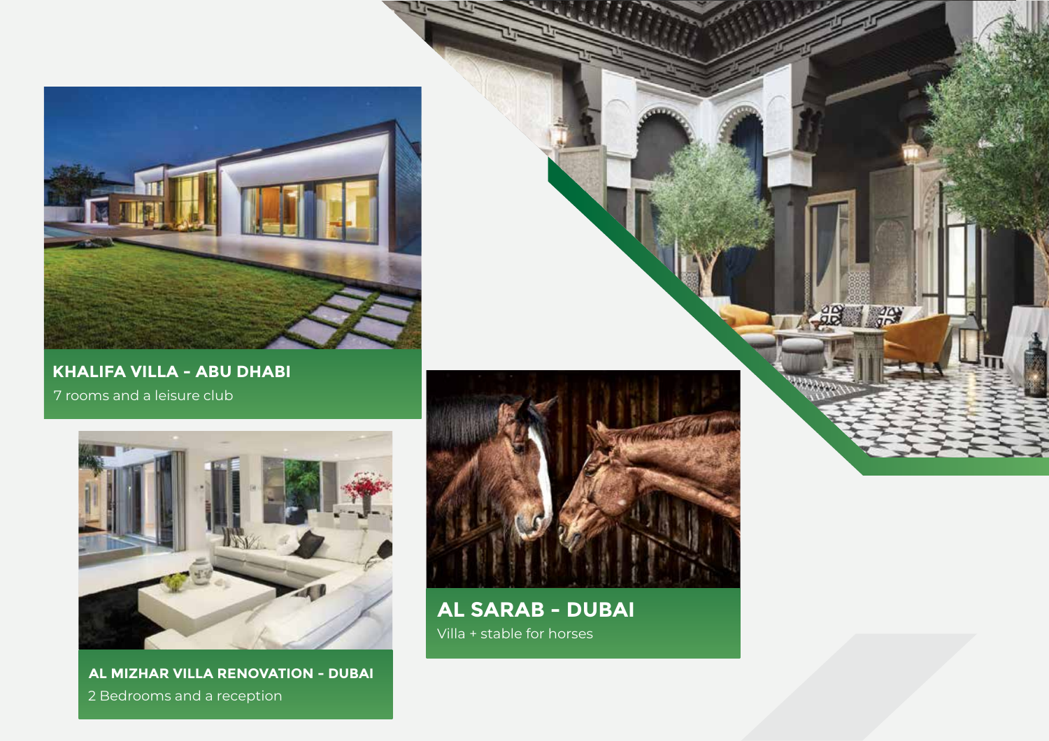**KHALIFA VILLA - ABU DHABI**
7 rooms and a leisure club

**AL MIZHAR VILLA RENOVATION - DUBAI**
2 Bedrooms and a reception

**AL SARAB - DUBAI**
Villa + stable for horses